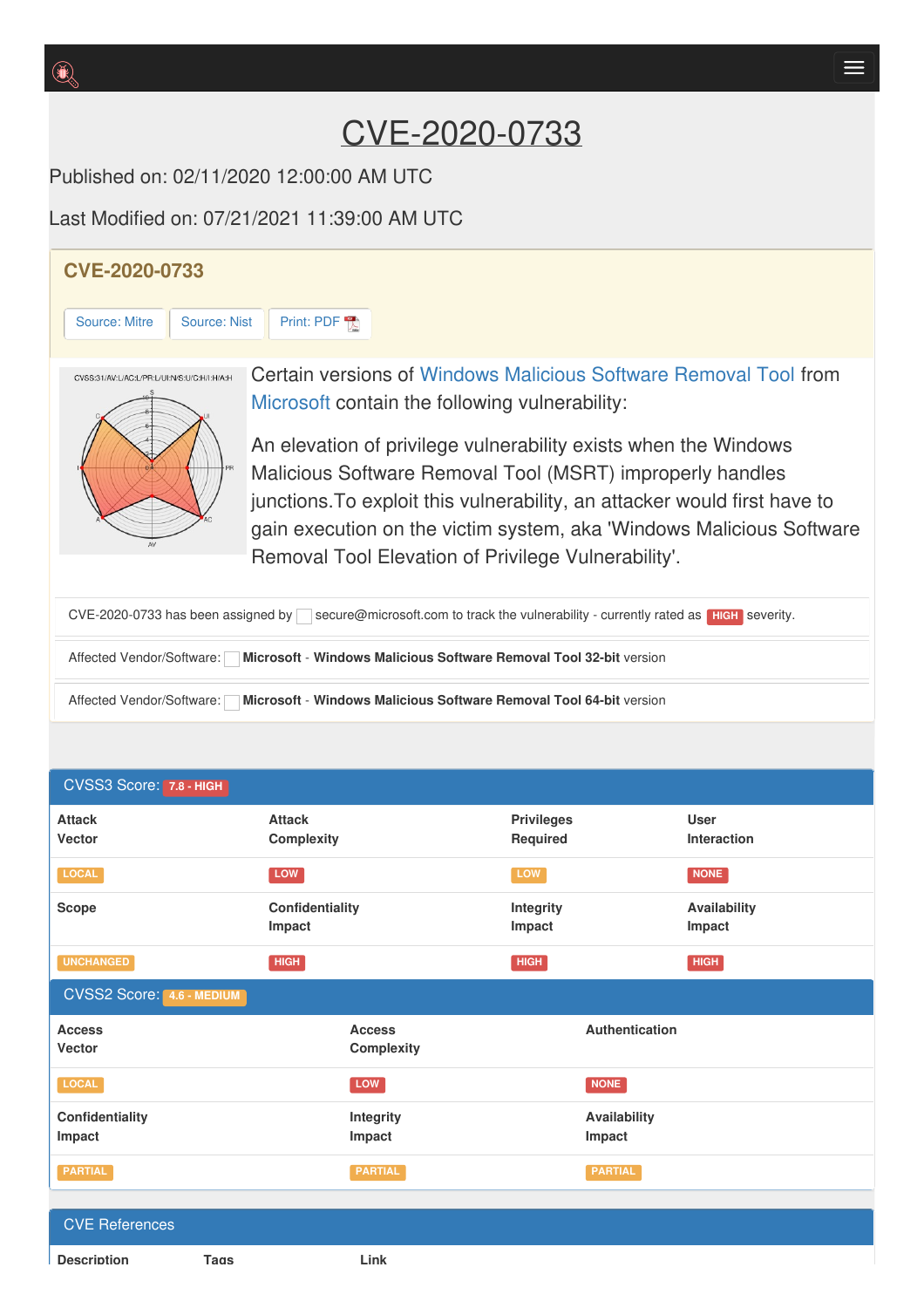# CVE-2020-0733

Published on: 02/11/2020 12:00:00 AM UTC

Last Modified on: 07/21/2021 11:39:00 AM UTC

## CVE-2020-0733

Source: Mitre | Source: Nist | Print: PDF

Certain versions of Windows Malicious Software Removal Tool from Microsoft contain the following vulnerability:

An elevation of privilege vulnerability exists when the Windows Malicious Software Removal Tool (MSRT) improperly handles junctions.To exploit this vulnerability, an attacker would first have to gain execution on the victim system, aka 'Windows Malicious Software Removal Tool Elevation of Privilege Vulnerability'.

CVE-2020-0733 has been assigned by secure@microsoft.com to track the vulnerability - currently rated as HIGH severity.

Affected Vendor/Software: **Microsoft** - **Windows Malicious Software Removal Tool 32-bit** version

Affected Vendor/Software: **Microsoft** - **Windows Malicious Software Removal Tool 64-bit** version

## CVSS3 Score: 7.8 - HIGH

| Attack Vector | Attack Complexity | Privileges Required | User Interaction |
|---|---|---|---|
| LOCAL | LOW | LOW | NONE |
| **Scope** | **Confidentiality Impact** | **Integrity Impact** | **Availability Impact** |
| UNCHANGED | HIGH | HIGH | HIGH |

## CVSS2 Score: 4.6 - MEDIUM

| Access Vector | Access Complexity | Authentication |
|---|---|---|
| LOCAL | LOW | NONE |
| **Confidentiality Impact** | **Integrity Impact** | **Availability Impact** |
| PARTIAL | PARTIAL | PARTIAL |

## CVE References

| Description | Tags | Link |
|---|---|---|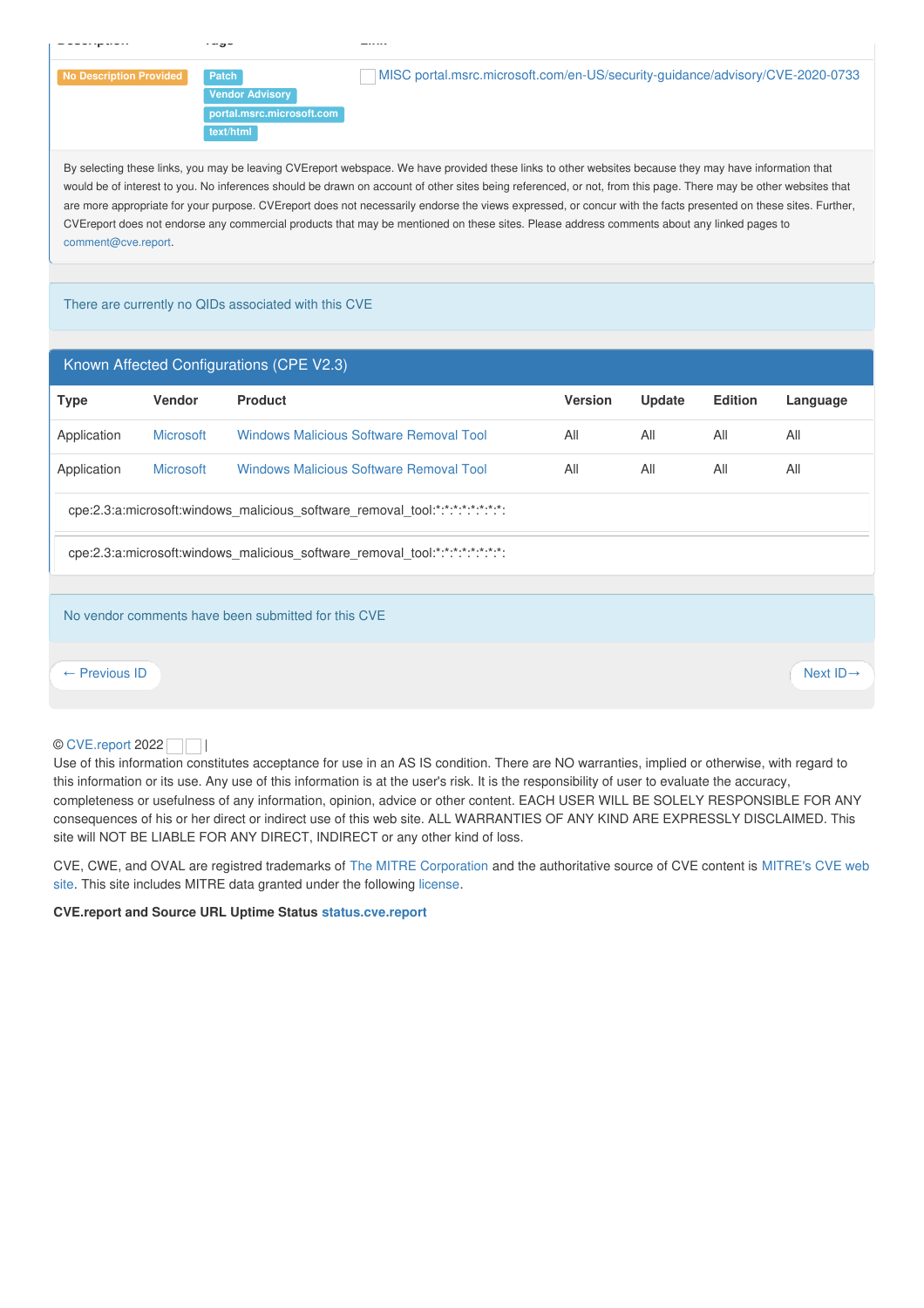| Description | Tags | Link |
| --- | --- | --- |
| No Description Provided | Patch Vendor Advisory portal.msrc.microsoft.com text/html | MISC portal.msrc.microsoft.com/en-US/security-guidance/advisory/CVE-2020-0733 |

By selecting these links, you may be leaving CVEreport webspace. We have provided these links to other websites because they may have information that would be of interest to you. No inferences should be drawn on account of other sites being referenced, or not, from this page. There may be other websites that are more appropriate for your purpose. CVEreport does not necessarily endorse the views expressed, or concur with the facts presented on these sites. Further, CVEreport does not endorse any commercial products that may be mentioned on these sites. Please address comments about any linked pages to comment@cve.report.

There are currently no QIDs associated with this CVE

## Known Affected Configurations (CPE V2.3)

| Type | Vendor | Product | Version | Update | Edition | Language |
| --- | --- | --- | --- | --- | --- | --- |
| Application | Microsoft | Windows Malicious Software Removal Tool | All | All | All | All |
| Application | Microsoft | Windows Malicious Software Removal Tool | All | All | All | All |

cpe:2.3:a:microsoft:windows_malicious_software_removal_tool:*:*:*:*:*:*:*:*:

cpe:2.3:a:microsoft:windows_malicious_software_removal_tool:*:*:*:*:*:*:*:*:

No vendor comments have been submitted for this CVE

← Previous ID

Next ID→

© CVE.report 2022 |

Use of this information constitutes acceptance for use in an AS IS condition. There are NO warranties, implied or otherwise, with regard to this information or its use. Any use of this information is at the user's risk. It is the responsibility of user to evaluate the accuracy, completeness or usefulness of any information, opinion, advice or other content. EACH USER WILL BE SOLELY RESPONSIBLE FOR ANY consequences of his or her direct or indirect use of this web site. ALL WARRANTIES OF ANY KIND ARE EXPRESSLY DISCLAIMED. This site will NOT BE LIABLE FOR ANY DIRECT, INDIRECT or any other kind of loss.

CVE, CWE, and OVAL are registred trademarks of The MITRE Corporation and the authoritative source of CVE content is MITRE's CVE web site. This site includes MITRE data granted under the following license.

**CVE.report and Source URL Uptime Status status.cve.report**